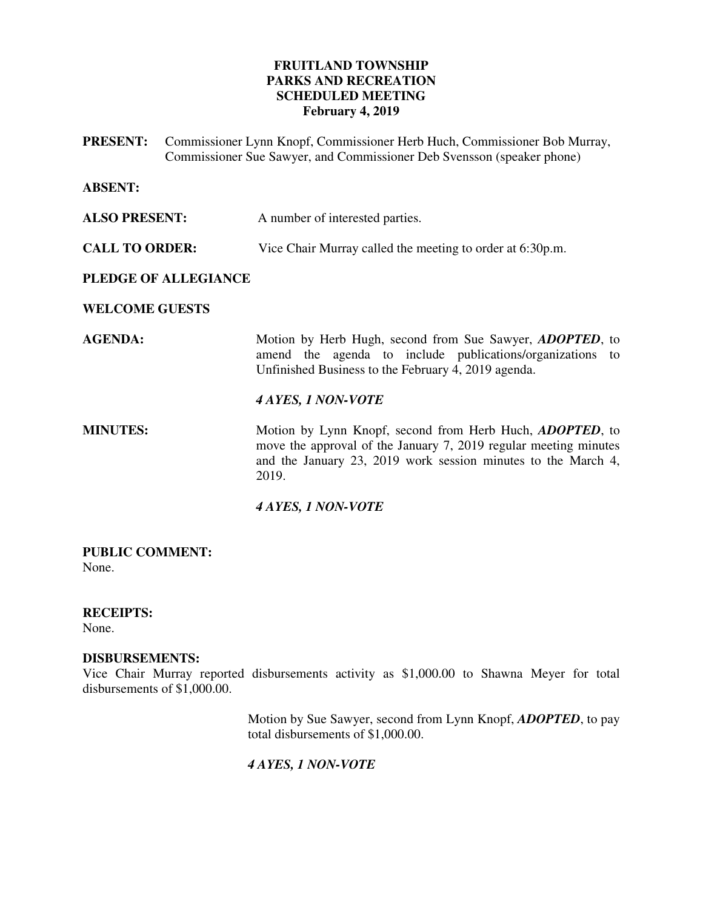**FRUITLAND TOWNSHIP**
**PARKS AND RECREATION**
**SCHEDULED MEETING**
**February 4, 2019**

**PRESENT:** Commissioner Lynn Knopf, Commissioner Herb Huch, Commissioner Bob Murray, Commissioner Sue Sawyer, and Commissioner Deb Svensson (speaker phone)

**ABSENT:**

**ALSO PRESENT:** A number of interested parties.

**CALL TO ORDER:** Vice Chair Murray called the meeting to order at 6:30p.m.

**PLEDGE OF ALLEGIANCE**

**WELCOME GUESTS**

**AGENDA:** Motion by Herb Hugh, second from Sue Sawyer, ***ADOPTED***, to amend the agenda to include publications/organizations to Unfinished Business to the February 4, 2019 agenda.

***4 AYES, 1 NON-VOTE***

**MINUTES:** Motion by Lynn Knopf, second from Herb Huch, ***ADOPTED***, to move the approval of the January 7, 2019 regular meeting minutes and the January 23, 2019 work session minutes to the March 4, 2019.

***4 AYES, 1 NON-VOTE***

**PUBLIC COMMENT:**
None.

**RECEIPTS:**
None.

**DISBURSEMENTS:**
Vice Chair Murray reported disbursements activity as $1,000.00 to Shawna Meyer for total disbursements of $1,000.00.

Motion by Sue Sawyer, second from Lynn Knopf, ***ADOPTED***, to pay total disbursements of $1,000.00.

***4 AYES, 1 NON-VOTE***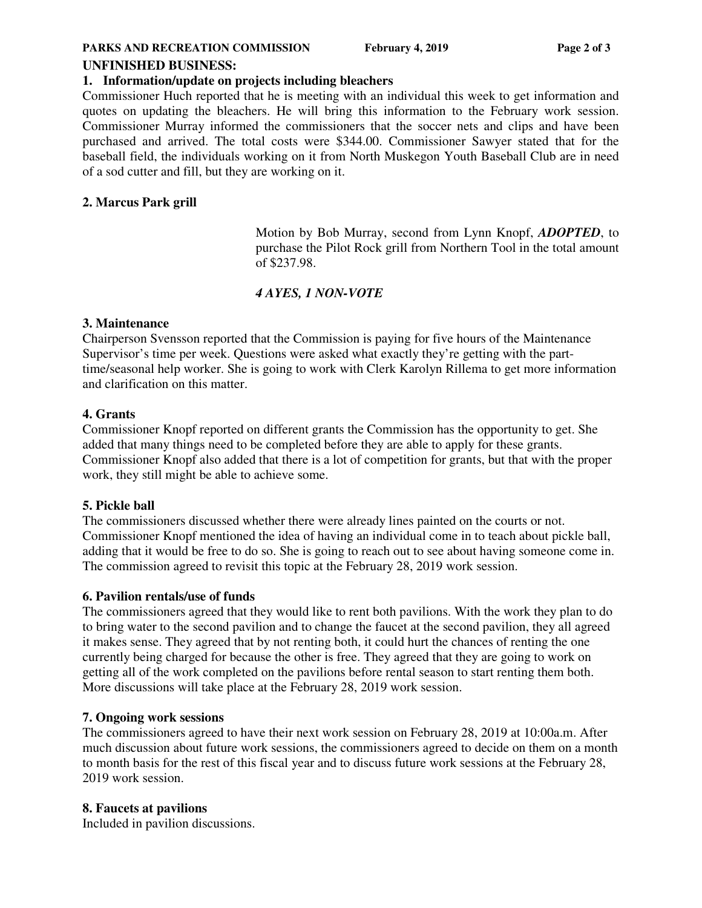**UNFINISHED BUSINESS:**

**1. Information/update on projects including bleachers**

Commissioner Huch reported that he is meeting with an individual this week to get information and quotes on updating the bleachers. He will bring this information to the February work session. Commissioner Murray informed the commissioners that the soccer nets and clips and have been purchased and arrived. The total costs were $344.00. Commissioner Sawyer stated that for the baseball field, the individuals working on it from North Muskegon Youth Baseball Club are in need of a sod cutter and fill, but they are working on it.

**2. Marcus Park grill**

Motion by Bob Murray, second from Lynn Knopf, ***ADOPTED***, to purchase the Pilot Rock grill from Northern Tool in the total amount of $237.98.

***4 AYES, 1 NON-VOTE***

**3. Maintenance**

Chairperson Svensson reported that the Commission is paying for five hours of the Maintenance Supervisor's time per week. Questions were asked what exactly they're getting with the part-time/seasonal help worker. She is going to work with Clerk Karolyn Rillema to get more information and clarification on this matter.

**4. Grants**

Commissioner Knopf reported on different grants the Commission has the opportunity to get. She added that many things need to be completed before they are able to apply for these grants. Commissioner Knopf also added that there is a lot of competition for grants, but that with the proper work, they still might be able to achieve some.

**5. Pickle ball**

The commissioners discussed whether there were already lines painted on the courts or not. Commissioner Knopf mentioned the idea of having an individual come in to teach about pickle ball, adding that it would be free to do so. She is going to reach out to see about having someone come in. The commission agreed to revisit this topic at the February 28, 2019 work session.

**6. Pavilion rentals/use of funds**

The commissioners agreed that they would like to rent both pavilions. With the work they plan to do to bring water to the second pavilion and to change the faucet at the second pavilion, they all agreed it makes sense. They agreed that by not renting both, it could hurt the chances of renting the one currently being charged for because the other is free. They agreed that they are going to work on getting all of the work completed on the pavilions before rental season to start renting them both. More discussions will take place at the February 28, 2019 work session.

**7. Ongoing work sessions**

The commissioners agreed to have their next work session on February 28, 2019 at 10:00a.m. After much discussion about future work sessions, the commissioners agreed to decide on them on a month to month basis for the rest of this fiscal year and to discuss future work sessions at the February 28, 2019 work session.

**8. Faucets at pavilions**

Included in pavilion discussions.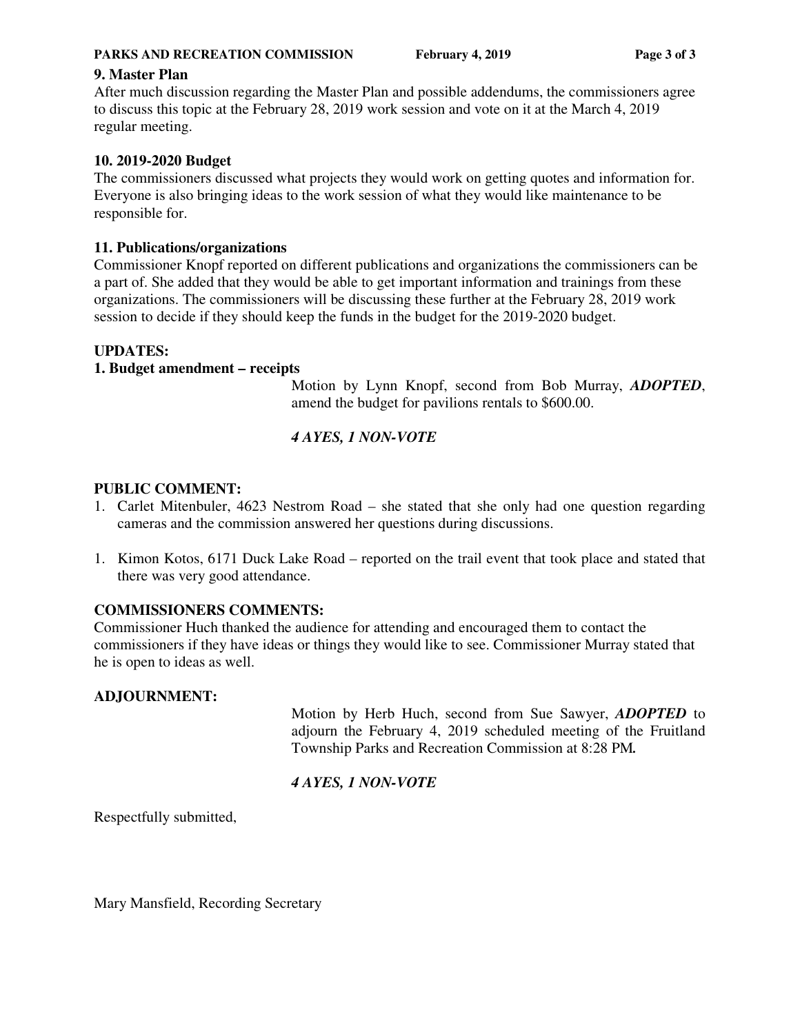**9. Master Plan**

After much discussion regarding the Master Plan and possible addendums, the commissioners agree to discuss this topic at the February 28, 2019 work session and vote on it at the March 4, 2019 regular meeting.

**10. 2019-2020 Budget**

The commissioners discussed what projects they would work on getting quotes and information for. Everyone is also bringing ideas to the work session of what they would like maintenance to be responsible for.

**11. Publications/organizations**

Commissioner Knopf reported on different publications and organizations the commissioners can be a part of. She added that they would be able to get important information and trainings from these organizations. The commissioners will be discussing these further at the February 28, 2019 work session to decide if they should keep the funds in the budget for the 2019-2020 budget.

**UPDATES:**

**1. Budget amendment – receipts**

Motion by Lynn Knopf, second from Bob Murray, ***ADOPTED***, amend the budget for pavilions rentals to $600.00.

***4 AYES, 1 NON-VOTE***

**PUBLIC COMMENT:**

1. Carlet Mitenbuler, 4623 Nestrom Road – she stated that she only had one question regarding cameras and the commission answered her questions during discussions.

1. Kimon Kotos, 6171 Duck Lake Road – reported on the trail event that took place and stated that there was very good attendance.

**COMMISSIONERS COMMENTS:**

Commissioner Huch thanked the audience for attending and encouraged them to contact the commissioners if they have ideas or things they would like to see. Commissioner Murray stated that he is open to ideas as well.

**ADJOURNMENT:**

Motion by Herb Huch, second from Sue Sawyer, ***ADOPTED*** to adjourn the February 4, 2019 scheduled meeting of the Fruitland Township Parks and Recreation Commission at 8:28 PM**.**

***4 AYES, 1 NON-VOTE***

Respectfully submitted,

Mary Mansfield, Recording Secretary